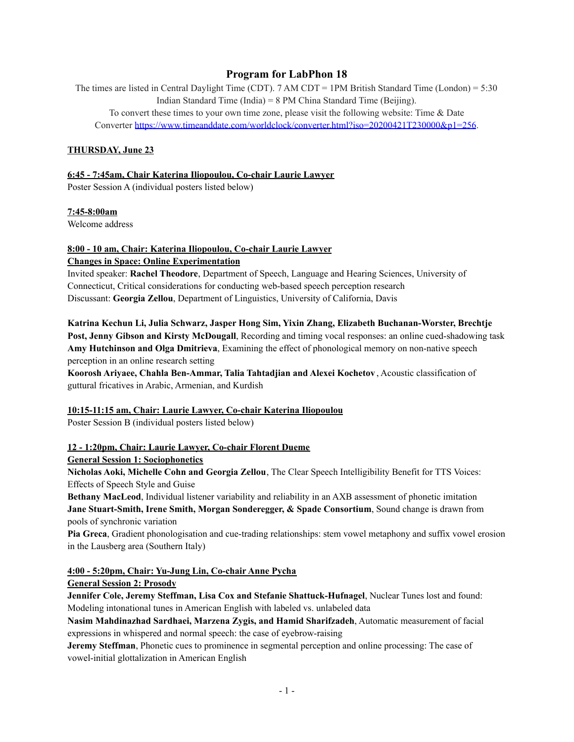# Program for LabPhon 18

The times are listed in Central Daylight Time (CDT). 7 AM CDT = 1PM British Standard Time (London) = 5:30 Indian Standard Time (India) = 8 PM China Standard Time (Beijing).
To convert these times to your own time zone, please visit the following website: Time & Date Converter https://www.timeanddate.com/worldclock/converter.html?iso=20200421T230000&p1=256.

**THURSDAY, June 23**

**6:45 - 7:45am, Chair Katerina Iliopoulou, Co-chair Laurie Lawyer**
Poster Session A (individual posters listed below)

**7:45-8:00am**
Welcome address

**8:00 - 10 am, Chair: Katerina Iliopoulou, Co-chair Laurie Lawyer**
**Changes in Space: Online Experimentation**
Invited speaker: **Rachel Theodore**, Department of Speech, Language and Hearing Sciences, University of Connecticut, Critical considerations for conducting web-based speech perception research
Discussant: **Georgia Zellou**, Department of Linguistics, University of California, Davis

**Katrina Kechun Li, Julia Schwarz, Jasper Hong Sim, Yixin Zhang, Elizabeth Buchanan-Worster, Brechtje Post, Jenny Gibson and Kirsty McDougall**, Recording and timing vocal responses: an online cued-shadowing task
**Amy Hutchinson and Olga Dmitrieva**, Examining the effect of phonological memory on non-native speech perception in an online research setting
**Koorosh Ariyaee, Chahla Ben-Ammar, Talia Tahtadjian and Alexei Kochetov**, Acoustic classification of guttural fricatives in Arabic, Armenian, and Kurdish

**10:15-11:15 am, Chair: Laurie Lawyer, Co-chair Katerina Iliopoulou**
Poster Session B (individual posters listed below)

**12 - 1:20pm, Chair: Laurie Lawyer, Co-chair Florent Dueme**
**General Session 1: Sociophonetics**
**Nicholas Aoki, Michelle Cohn and Georgia Zellou**, The Clear Speech Intelligibility Benefit for TTS Voices: Effects of Speech Style and Guise
**Bethany MacLeod**, Individual listener variability and reliability in an AXB assessment of phonetic imitation
**Jane Stuart-Smith, Irene Smith, Morgan Sonderegger, & Spade Consortium**, Sound change is drawn from pools of synchronic variation
**Pia Greca**, Gradient phonologisation and cue-trading relationships: stem vowel metaphony and suffix vowel erosion in the Lausberg area (Southern Italy)

**4:00 - 5:20pm, Chair: Yu-Jung Lin, Co-chair Anne Pycha**
**General Session 2: Prosody**
**Jennifer Cole, Jeremy Steffman, Lisa Cox and Stefanie Shattuck-Hufnagel**, Nuclear Tunes lost and found: Modeling intonational tunes in American English with labeled vs. unlabeled data
**Nasim Mahdinazhad Sardhaei, Marzena Zygis, and Hamid Sharifzadeh**, Automatic measurement of facial expressions in whispered and normal speech: the case of eyebrow-raising
**Jeremy Steffman**, Phonetic cues to prominence in segmental perception and online processing: The case of vowel-initial glottalization in American English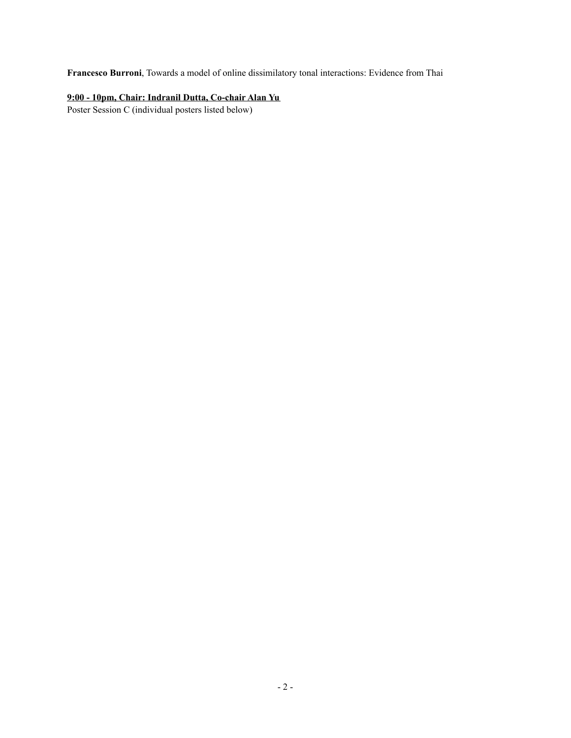**Francesco Burroni**, Towards a model of online dissimilatory tonal interactions: Evidence from Thai

**9:00 - 10pm, Chair: Indranil Dutta, Co-chair Alan Yu**

Poster Session C (individual posters listed below)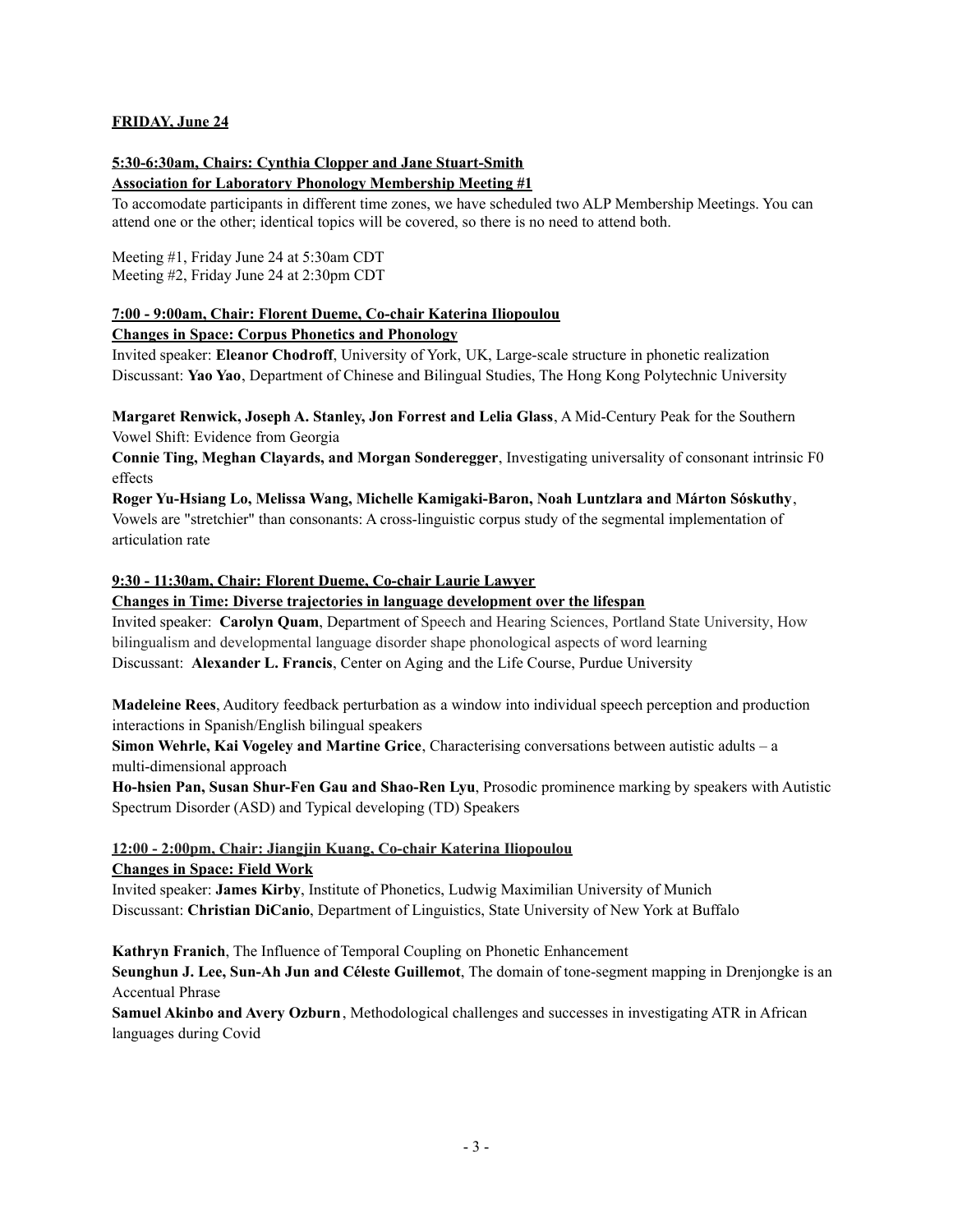**FRIDAY, June 24**

**5:30-6:30am, Chairs: Cynthia Clopper and Jane Stuart-Smith**
**Association for Laboratory Phonology Membership Meeting #1**

To accomodate participants in different time zones, we have scheduled two ALP Membership Meetings. You can attend one or the other; identical topics will be covered, so there is no need to attend both.

Meeting #1, Friday June 24 at 5:30am CDT
Meeting #2, Friday June 24 at 2:30pm CDT

**7:00 - 9:00am, Chair: Florent Dueme, Co-chair Katerina Iliopoulou**
**Changes in Space: Corpus Phonetics and Phonology**

Invited speaker: **Eleanor Chodroff**, University of York, UK, Large-scale structure in phonetic realization
Discussant: **Yao Yao**, Department of Chinese and Bilingual Studies, The Hong Kong Polytechnic University

**Margaret Renwick, Joseph A. Stanley, Jon Forrest and Lelia Glass**, A Mid-Century Peak for the Southern Vowel Shift: Evidence from Georgia
**Connie Ting, Meghan Clayards, and Morgan Sonderegger**, Investigating universality of consonant intrinsic F0 effects
**Roger Yu-Hsiang Lo, Melissa Wang, Michelle Kamigaki-Baron, Noah Luntzlara and Márton Sóskuthy**, Vowels are "stretchier" than consonants: A cross-linguistic corpus study of the segmental implementation of articulation rate

**9:30 - 11:30am, Chair: Florent Dueme, Co-chair Laurie Lawyer**
**Changes in Time: Diverse trajectories in language development over the lifespan**

Invited speaker: **Carolyn Quam**, Department of Speech and Hearing Sciences, Portland State University, How bilingualism and developmental language disorder shape phonological aspects of word learning
Discussant: **Alexander L. Francis**, Center on Aging and the Life Course, Purdue University

**Madeleine Rees**, Auditory feedback perturbation as a window into individual speech perception and production interactions in Spanish/English bilingual speakers
**Simon Wehrle, Kai Vogeley and Martine Grice**, Characterising conversations between autistic adults – a multi-dimensional approach
**Ho-hsien Pan, Susan Shur-Fen Gau and Shao-Ren Lyu**, Prosodic prominence marking by speakers with Autistic Spectrum Disorder (ASD) and Typical developing (TD) Speakers

**12:00 - 2:00pm, Chair: Jiangjin Kuang, Co-chair Katerina Iliopoulou**
**Changes in Space: Field Work**

Invited speaker: **James Kirby**, Institute of Phonetics, Ludwig Maximilian University of Munich
Discussant: **Christian DiCanio**, Department of Linguistics, State University of New York at Buffalo

**Kathryn Franich**, The Influence of Temporal Coupling on Phonetic Enhancement
**Seunghun J. Lee, Sun-Ah Jun and Céleste Guillemot**, The domain of tone-segment mapping in Drenjongke is an Accentual Phrase
**Samuel Akinbo and Avery Ozburn**, Methodological challenges and successes in investigating ATR in African languages during Covid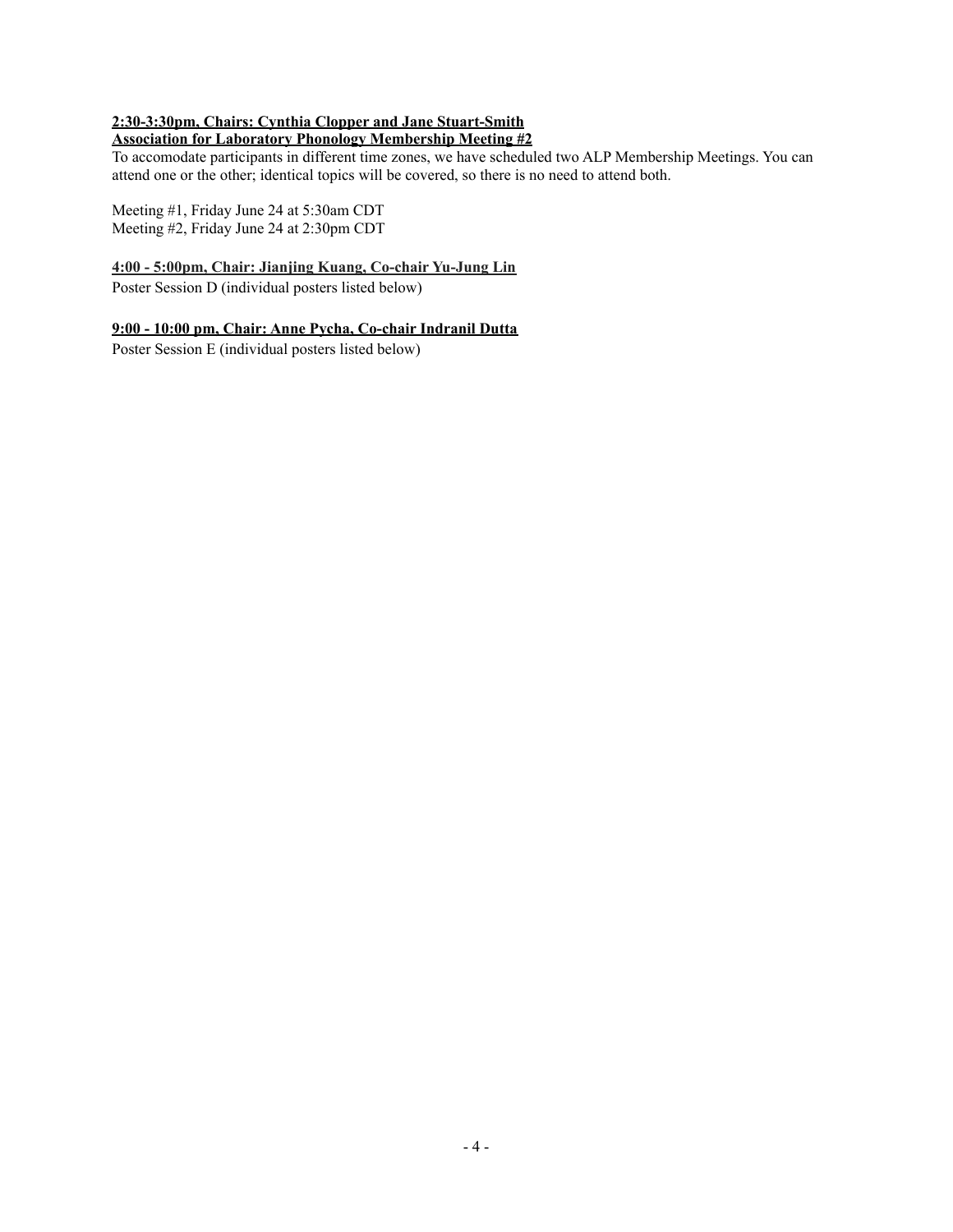**2:30-3:30pm, Chairs: Cynthia Clopper and Jane Stuart-Smith**
**Association for Laboratory Phonology Membership Meeting #2**

To accomodate participants in different time zones, we have scheduled two ALP Membership Meetings. You can attend one or the other; identical topics will be covered, so there is no need to attend both.

Meeting #1, Friday June 24 at 5:30am CDT
Meeting #2, Friday June 24 at 2:30pm CDT

**4:00 - 5:00pm, Chair: Jianjing Kuang, Co-chair Yu-Jung Lin**

Poster Session D (individual posters listed below)

**9:00 - 10:00 pm, Chair: Anne Pycha, Co-chair Indranil Dutta**

Poster Session E (individual posters listed below)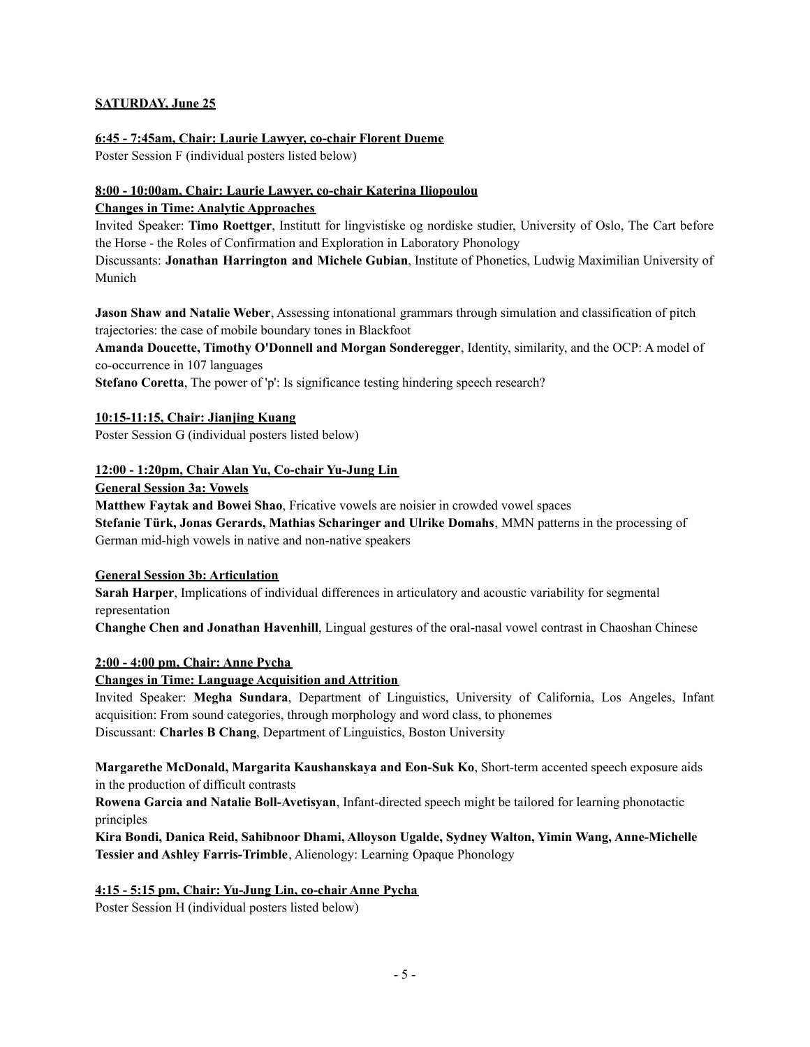**SATURDAY, June 25**

**6:45 - 7:45am, Chair: Laurie Lawyer, co-chair Florent Dueme**

Poster Session F (individual posters listed below)

**8:00 - 10:00am, Chair: Laurie Lawyer, co-chair Katerina Iliopoulou**

**Changes in Time: Analytic Approaches**

Invited Speaker: **Timo Roettger**, Institutt for lingvistiske og nordiske studier, University of Oslo, The Cart before the Horse - the Roles of Confirmation and Exploration in Laboratory Phonology

Discussants: **Jonathan Harrington and Michele Gubian**, Institute of Phonetics, Ludwig Maximilian University of Munich

**Jason Shaw and Natalie Weber**, Assessing intonational grammars through simulation and classification of pitch trajectories: the case of mobile boundary tones in Blackfoot

**Amanda Doucette, Timothy O'Donnell and Morgan Sonderegger**, Identity, similarity, and the OCP: A model of co-occurrence in 107 languages

**Stefano Coretta**, The power of 'p': Is significance testing hindering speech research?

**10:15-11:15, Chair: Jianjing Kuang**

Poster Session G (individual posters listed below)

**12:00 - 1:20pm, Chair Alan Yu, Co-chair Yu-Jung Lin**

**General Session 3a: Vowels**

**Matthew Faytak and Bowei Shao**, Fricative vowels are noisier in crowded vowel spaces

**Stefanie Türk, Jonas Gerards, Mathias Scharinger and Ulrike Domahs**, MMN patterns in the processing of German mid-high vowels in native and non-native speakers

**General Session 3b: Articulation**

**Sarah Harper**, Implications of individual differences in articulatory and acoustic variability for segmental representation

**Changhe Chen and Jonathan Havenhill**, Lingual gestures of the oral-nasal vowel contrast in Chaoshan Chinese

**2:00 - 4:00 pm, Chair: Anne Pycha**

**Changes in Time: Language Acquisition and Attrition**

Invited Speaker: **Megha Sundara**, Department of Linguistics, University of California, Los Angeles, Infant acquisition: From sound categories, through morphology and word class, to phonemes

Discussant: **Charles B Chang**, Department of Linguistics, Boston University

**Margarethe McDonald, Margarita Kaushanskaya and Eon-Suk Ko**, Short-term accented speech exposure aids in the production of difficult contrasts

**Rowena Garcia and Natalie Boll-Avetisyan**, Infant-directed speech might be tailored for learning phonotactic principles

**Kira Bondi, Danica Reid, Sahibnoor Dhami, Alloyson Ugalde, Sydney Walton, Yimin Wang, Anne-Michelle Tessier and Ashley Farris-Trimble**, Alienology: Learning Opaque Phonology

**4:15 - 5:15 pm, Chair: Yu-Jung Lin, co-chair Anne Pycha**

Poster Session H (individual posters listed below)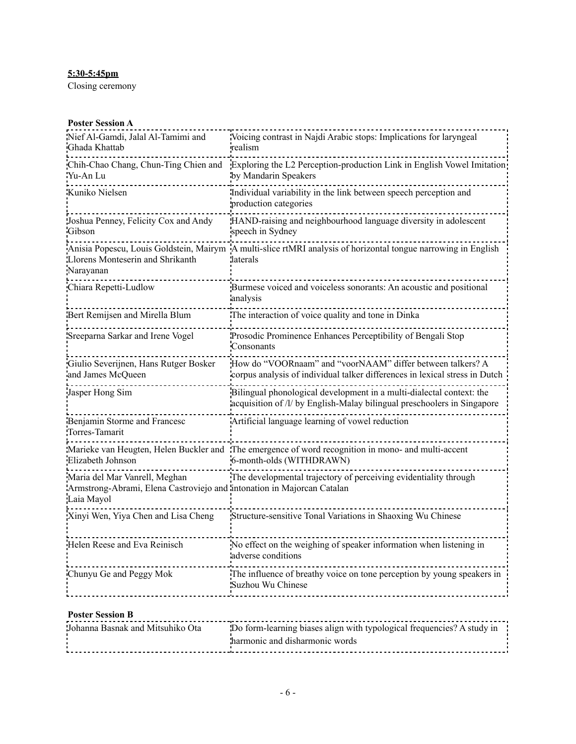**5:30-5:45pm**

Closing ceremony

**Poster Session A**

| Authors | Title |
|---|---|
| Nief Al-Gamdi, Jalal Al-Tamimi and Ghada Khattab | Voicing contrast in Najdi Arabic stops: Implications for laryngeal realism |
| Chih-Chao Chang, Chun-Ting Chien and Yu-An Lu | Exploring the L2 Perception-production Link in English Vowel Imitation by Mandarin Speakers |
| Kuniko Nielsen | Individual variability in the link between speech perception and production categories |
| Joshua Penney, Felicity Cox and Andy Gibson | HAND-raising and neighbourhood language diversity in adolescent speech in Sydney |
| Anisia Popescu, Louis Goldstein, Mairym Llorens Monteserin and Shrikanth Narayanan | A multi-slice rtMRI analysis of horizontal tongue narrowing in English laterals |
| Chiara Repetti-Ludlow | Burmese voiced and voiceless sonorants: An acoustic and positional analysis |
| Bert Remijsen and Mirella Blum | The interaction of voice quality and tone in Dinka |
| Sreeparna Sarkar and Irene Vogel | Prosodic Prominence Enhances Perceptibility of Bengali Stop Consonants |
| Giulio Severijnen, Hans Rutger Bosker and James McQueen | How do “VOORnaam” and “voorNAAM” differ between talkers? A corpus analysis of individual talker differences in lexical stress in Dutch |
| Jasper Hong Sim | Bilingual phonological development in a multi-dialectal context: the acquisition of /l/ by English-Malay bilingual preschoolers in Singapore |
| Benjamin Storme and Francesc Torres-Tamarit | Artificial language learning of vowel reduction |
| Marieke van Heugten, Helen Buckler and Elizabeth Johnson | The emergence of word recognition in mono- and multi-accent 6-month-olds (WITHDRAWN) |
| Maria del Mar Vanrell, Meghan Armstrong-Abrami, Elena Castroviejo and Laia Mayol | The developmental trajectory of perceiving evidentiality through intonation in Majorcan Catalan |
| Xinyi Wen, Yiya Chen and Lisa Cheng | Structure-sensitive Tonal Variations in Shaoxing Wu Chinese |
| Helen Reese and Eva Reinisch | No effect on the weighing of speaker information when listening in adverse conditions |
| Chunyu Ge and Peggy Mok | The influence of breathy voice on tone perception by young speakers in Suzhou Wu Chinese |

**Poster Session B**

| Authors | Title |
|---|---|
| Johanna Basnak and Mitsuhiko Ota | Do form-learning biases align with typological frequencies? A study in harmonic and disharmonic words |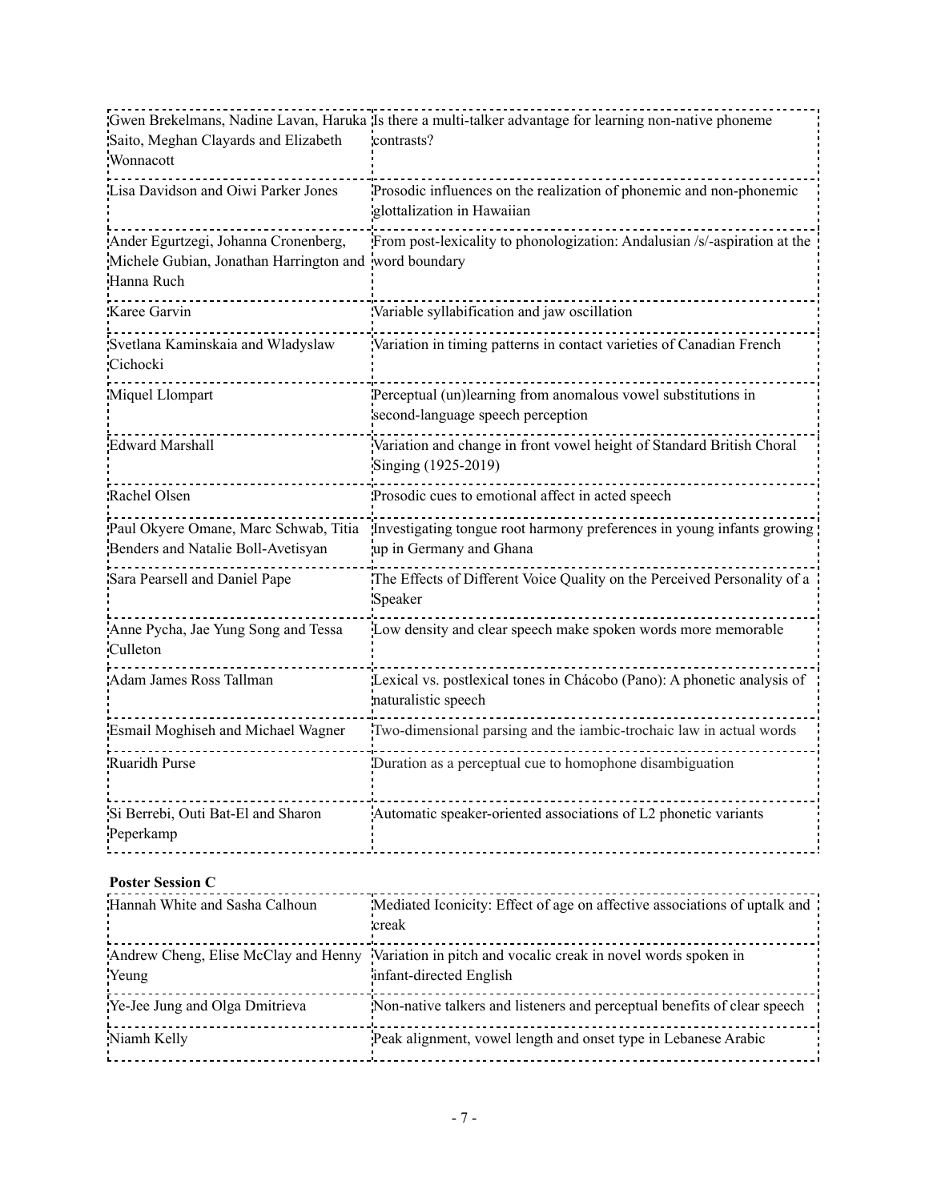| | |
|---|---|
| Gwen Brekelmans, Nadine Lavan, Haruka Saito, Meghan Clayards and Elizabeth Wonnacott | Is there a multi-talker advantage for learning non-native phoneme contrasts? |
| Lisa Davidson and Oiwi Parker Jones | Prosodic influences on the realization of phonemic and non-phonemic glottalization in Hawaiian |
| Ander Egurtzegi, Johanna Cronenberg, Michele Gubian, Jonathan Harrington and Hanna Ruch | From post-lexicality to phonologization: Andalusian /s/-aspiration at the word boundary |
| Karee Garvin | Variable syllabification and jaw oscillation |
| Svetlana Kaminskaia and Wladyslaw Cichocki | Variation in timing patterns in contact varieties of Canadian French |
| Miquel Llompart | Perceptual (un)learning from anomalous vowel substitutions in second-language speech perception |
| Edward Marshall | Variation and change in front vowel height of Standard British Choral Singing (1925-2019) |
| Rachel Olsen | Prosodic cues to emotional affect in acted speech |
| Paul Okyere Omane, Marc Schwab, Titia Benders and Natalie Boll-Avetisyan | Investigating tongue root harmony preferences in young infants growing up in Germany and Ghana |
| Sara Pearsell and Daniel Pape | The Effects of Different Voice Quality on the Perceived Personality of a Speaker |
| Anne Pycha, Jae Yung Song and Tessa Culleton | Low density and clear speech make spoken words more memorable |
| Adam James Ross Tallman | Lexical vs. postlexical tones in Chácobo (Pano): A phonetic analysis of naturalistic speech |
| Esmail Moghiseh and Michael Wagner | Two-dimensional parsing and the iambic-trochaic law in actual words |
| Ruaridh Purse | Duration as a perceptual cue to homophone disambiguation |
| Si Berrebi, Outi Bat-El and Sharon Peperkamp | Automatic speaker-oriented associations of L2 phonetic variants |

**Poster Session C**

| | |
|---|---|
| Hannah White and Sasha Calhoun | Mediated Iconicity: Effect of age on affective associations of uptalk and creak |
| Andrew Cheng, Elise McClay and Henny Yeung | Variation in pitch and vocalic creak in novel words spoken in infant-directed English |
| Ye-Jee Jung and Olga Dmitrieva | Non-native talkers and listeners and perceptual benefits of clear speech |
| Niamh Kelly | Peak alignment, vowel length and onset type in Lebanese Arabic |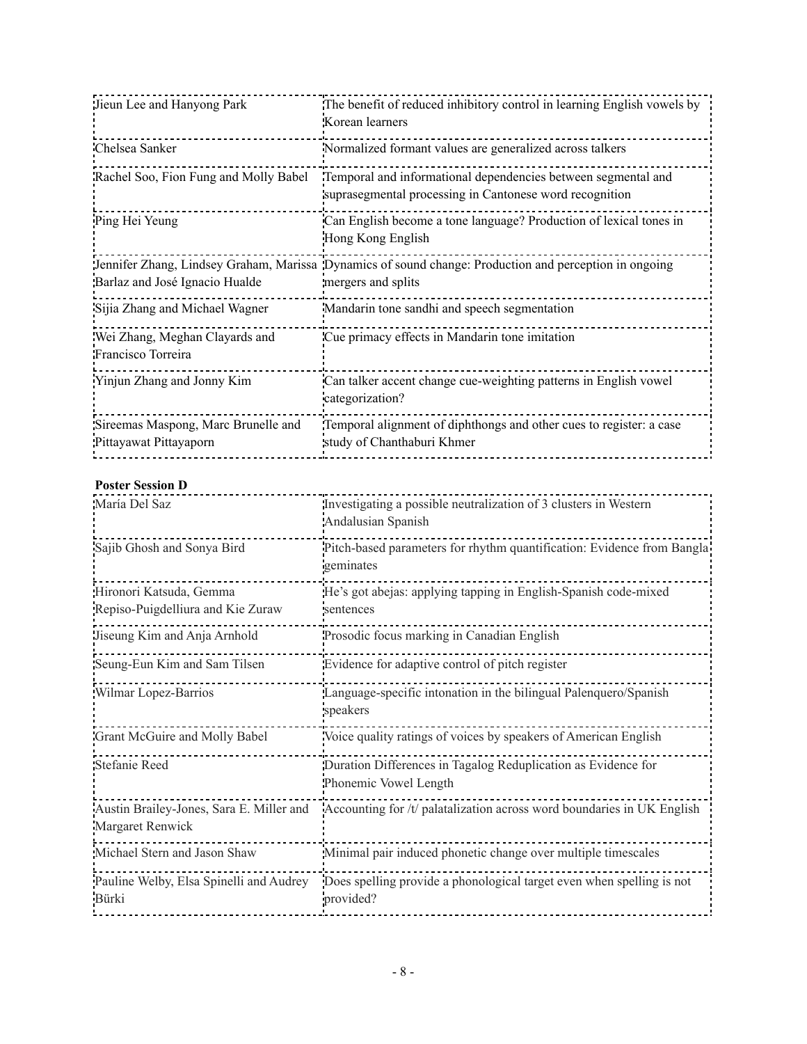| | |
|---|---|
| Jieun Lee and Hanyong Park | The benefit of reduced inhibitory control in learning English vowels by Korean learners |
| Chelsea Sanker | Normalized formant values are generalized across talkers |
| Rachel Soo, Fion Fung and Molly Babel | Temporal and informational dependencies between segmental and suprasegmental processing in Cantonese word recognition |
| Ping Hei Yeung | Can English become a tone language? Production of lexical tones in Hong Kong English |
| Jennifer Zhang, Lindsey Graham, Marissa Barlaz and José Ignacio Hualde | Dynamics of sound change: Production and perception in ongoing mergers and splits |
| Sijia Zhang and Michael Wagner | Mandarin tone sandhi and speech segmentation |
| Wei Zhang, Meghan Clayards and Francisco Torreira | Cue primacy effects in Mandarin tone imitation |
| Yinjun Zhang and Jonny Kim | Can talker accent change cue-weighting patterns in English vowel categorization? |
| Sireemas Maspong, Marc Brunelle and Pittayawat Pittayaporn | Temporal alignment of diphthongs and other cues to register: a case study of Chanthaburi Khmer |

**Poster Session D**

| | |
|---|---|
| María Del Saz | Investigating a possible neutralization of 3 clusters in Western Andalusian Spanish |
| Sajib Ghosh and Sonya Bird | Pitch-based parameters for rhythm quantification: Evidence from Bangla geminates |
| Hironori Katsuda, Gemma Repiso-Puigdelliura and Kie Zuraw | He's got abejas: applying tapping in English-Spanish code-mixed sentences |
| Jiseung Kim and Anja Arnhold | Prosodic focus marking in Canadian English |
| Seung-Eun Kim and Sam Tilsen | Evidence for adaptive control of pitch register |
| Wilmar Lopez-Barrios | Language-specific intonation in the bilingual Palenquero/Spanish speakers |
| Grant McGuire and Molly Babel | Voice quality ratings of voices by speakers of American English |
| Stefanie Reed | Duration Differences in Tagalog Reduplication as Evidence for Phonemic Vowel Length |
| Austin Brailey-Jones, Sara E. Miller and Margaret Renwick | Accounting for /t/ palatalization across word boundaries in UK English |
| Michael Stern and Jason Shaw | Minimal pair induced phonetic change over multiple timescales |
| Pauline Welby, Elsa Spinelli and Audrey Bürki | Does spelling provide a phonological target even when spelling is not provided? |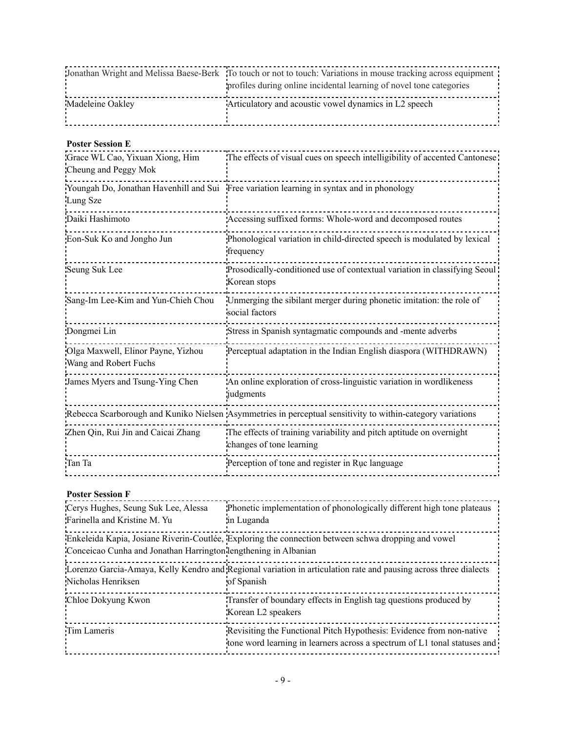| | |
|---|---|
| Jonathan Wright and Melissa Baese-Berk | To touch or not to touch: Variations in mouse tracking across equipment profiles during online incidental learning of novel tone categories |
| Madeleine Oakley | Articulatory and acoustic vowel dynamics in L2 speech |

**Poster Session E**

| | |
|---|---|
| Grace WL Cao, Yixuan Xiong, Him Cheung and Peggy Mok | The effects of visual cues on speech intelligibility of accented Cantonese |
| Youngah Do, Jonathan Havenhill and Sui Lung Sze | Free variation learning in syntax and in phonology |
| Daiki Hashimoto | Accessing suffixed forms: Whole-word and decomposed routes |
| Eon-Suk Ko and Jongho Jun | Phonological variation in child-directed speech is modulated by lexical frequency |
| Seung Suk Lee | Prosodically-conditioned use of contextual variation in classifying Seoul Korean stops |
| Sang-Im Lee-Kim and Yun-Chieh Chou | Unmerging the sibilant merger during phonetic imitation: the role of social factors |
| Dongmei Lin | Stress in Spanish syntagmatic compounds and -mente adverbs |
| Olga Maxwell, Elinor Payne, Yizhou Wang and Robert Fuchs | Perceptual adaptation in the Indian English diaspora (WITHDRAWN) |
| James Myers and Tsung-Ying Chen | An online exploration of cross-linguistic variation in wordlikeness judgments |
| Rebecca Scarborough and Kuniko Nielsen | Asymmetries in perceptual sensitivity to within-category variations |
| Zhen Qin, Rui Jin and Caicai Zhang | The effects of training variability and pitch aptitude on overnight changes of tone learning |
| Tan Ta | Perception of tone and register in Rục language |

**Poster Session F**

| | |
|---|---|
| Cerys Hughes, Seung Suk Lee, Alessa Farinella and Kristine M. Yu | Phonetic implementation of phonologically different high tone plateaus in Luganda |
| Enkeleida Kapia, Josiane Riverin-Coutlée, Conceicao Cunha and Jonathan Harrington | Exploring the connection between schwa dropping and vowel lengthening in Albanian |
| Lorenzo Garcia-Amaya, Kelly Kendro and Nicholas Henriksen | Regional variation in articulation rate and pausing across three dialects of Spanish |
| Chloe Dokyung Kwon | Transfer of boundary effects in English tag questions produced by Korean L2 speakers |
| Tim Lameris | Revisiting the Functional Pitch Hypothesis: Evidence from non-native tone word learning in learners across a spectrum of L1 tonal statuses and |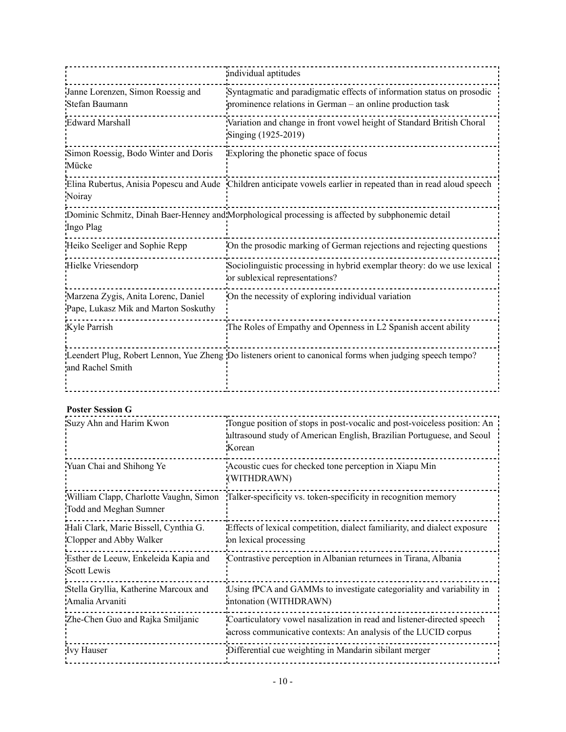| | |
|---|---|
| | individual aptitudes |
| Janne Lorenzen, Simon Roessig and Stefan Baumann | Syntagmatic and paradigmatic effects of information status on prosodic prominence relations in German – an online production task |
| Edward Marshall | Variation and change in front vowel height of Standard British Choral Singing (1925-2019) |
| Simon Roessig, Bodo Winter and Doris Mücke | Exploring the phonetic space of focus |
| Elina Rubertus, Anisia Popescu and Aude Noiray | Children anticipate vowels earlier in repeated than in read aloud speech |
| Dominic Schmitz, Dinah Baer-Henney and Ingo Plag | Morphological processing is affected by subphonemic detail |
| Heiko Seeliger and Sophie Repp | On the prosodic marking of German rejections and rejecting questions |
| Hielke Vriesendorp | Sociolinguistic processing in hybrid exemplar theory: do we use lexical or sublexical representations? |
| Marzena Zygis, Anita Lorenc, Daniel Pape, Lukasz Mik and Marton Soskuthy | On the necessity of exploring individual variation |
| Kyle Parrish | The Roles of Empathy and Openness in L2 Spanish accent ability |
| Leendert Plug, Robert Lennon, Yue Zheng and Rachel Smith | Do listeners orient to canonical forms when judging speech tempo? |

**Poster Session G**

| | |
|---|---|
| Suzy Ahn and Harim Kwon | Tongue position of stops in post-vocalic and post-voiceless position: An ultrasound study of American English, Brazilian Portuguese, and Seoul Korean |
| Yuan Chai and Shihong Ye | Acoustic cues for checked tone perception in Xiapu Min (WITHDRAWN) |
| William Clapp, Charlotte Vaughn, Simon Todd and Meghan Sumner | Talker-specificity vs. token-specificity in recognition memory |
| Hali Clark, Marie Bissell, Cynthia G. Clopper and Abby Walker | Effects of lexical competition, dialect familiarity, and dialect exposure on lexical processing |
| Esther de Leeuw, Enkeleida Kapia and Scott Lewis | Contrastive perception in Albanian returnees in Tirana, Albania |
| Stella Gryllia, Katherine Marcoux and Amalia Arvaniti | Using fPCA and GAMMs to investigate categoriality and variability in intonation (WITHDRAWN) |
| Zhe-Chen Guo and Rajka Smiljanic | Coarticulatory vowel nasalization in read and listener-directed speech across communicative contexts: An analysis of the LUCID corpus |
| Ivy Hauser | Differential cue weighting in Mandarin sibilant merger |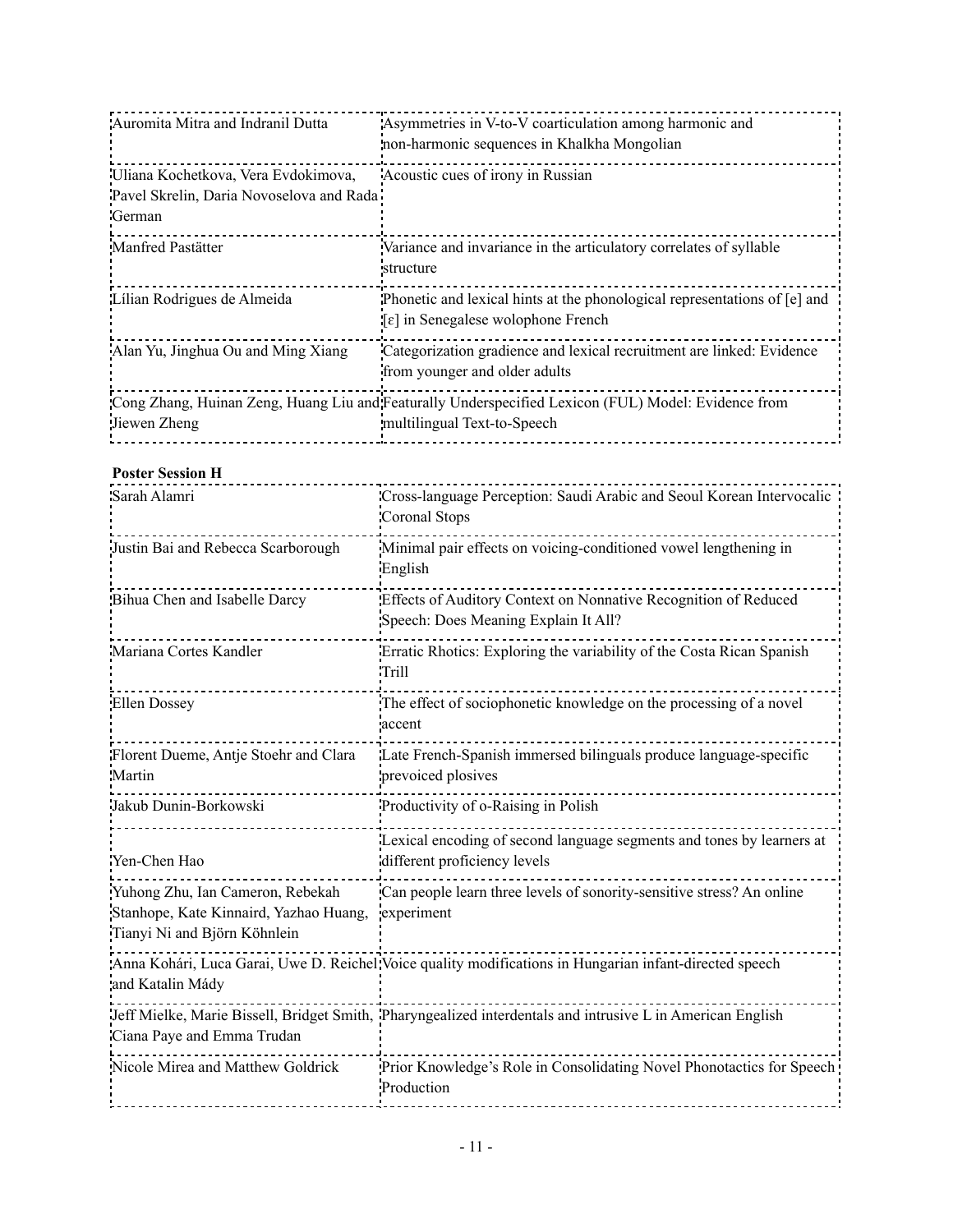| | |
|---|---|
| Auromita Mitra and Indranil Dutta | Asymmetries in V-to-V coarticulation among harmonic and non-harmonic sequences in Khalkha Mongolian |
| Uliana Kochetkova, Vera Evdokimova, Pavel Skrelin, Daria Novoselova and Rada German | Acoustic cues of irony in Russian |
| Manfred Pastätter | Variance and invariance in the articulatory correlates of syllable structure |
| Lílian Rodrigues de Almeida | Phonetic and lexical hints at the phonological representations of [e] and [ɛ] in Senegalese wolophone French |
| Alan Yu, Jinghua Ou and Ming Xiang | Categorization gradience and lexical recruitment are linked: Evidence from younger and older adults |
| Cong Zhang, Huinan Zeng, Huang Liu and Jiewen Zheng | Featurally Underspecified Lexicon (FUL) Model: Evidence from multilingual Text-to-Speech |

**Poster Session H**

| | |
|---|---|
| Sarah Alamri | Cross-language Perception: Saudi Arabic and Seoul Korean Intervocalic Coronal Stops |
| Justin Bai and Rebecca Scarborough | Minimal pair effects on voicing-conditioned vowel lengthening in English |
| Bihua Chen and Isabelle Darcy | Effects of Auditory Context on Nonnative Recognition of Reduced Speech: Does Meaning Explain It All? |
| Mariana Cortes Kandler | Erratic Rhotics: Exploring the variability of the Costa Rican Spanish Trill |
| Ellen Dossey | The effect of sociophonetic knowledge on the processing of a novel accent |
| Florent Dueme, Antje Stoehr and Clara Martin | Late French-Spanish immersed bilinguals produce language-specific prevoiced plosives |
| Jakub Dunin-Borkowski | Productivity of o-Raising in Polish |
| Yen-Chen Hao | Lexical encoding of second language segments and tones by learners at different proficiency levels |
| Yuhong Zhu, Ian Cameron, Rebekah Stanhope, Kate Kinnaird, Yazhao Huang, Tianyi Ni and Björn Köhnlein | Can people learn three levels of sonority-sensitive stress? An online experiment |
| Anna Kohári, Luca Garai, Uwe D. Reichel and Katalin Mády | Voice quality modifications in Hungarian infant-directed speech |
| Jeff Mielke, Marie Bissell, Bridget Smith, Ciana Paye and Emma Trudan | Pharyngealized interdentals and intrusive L in American English |
| Nicole Mirea and Matthew Goldrick | Prior Knowledge's Role in Consolidating Novel Phonotactics for Speech Production |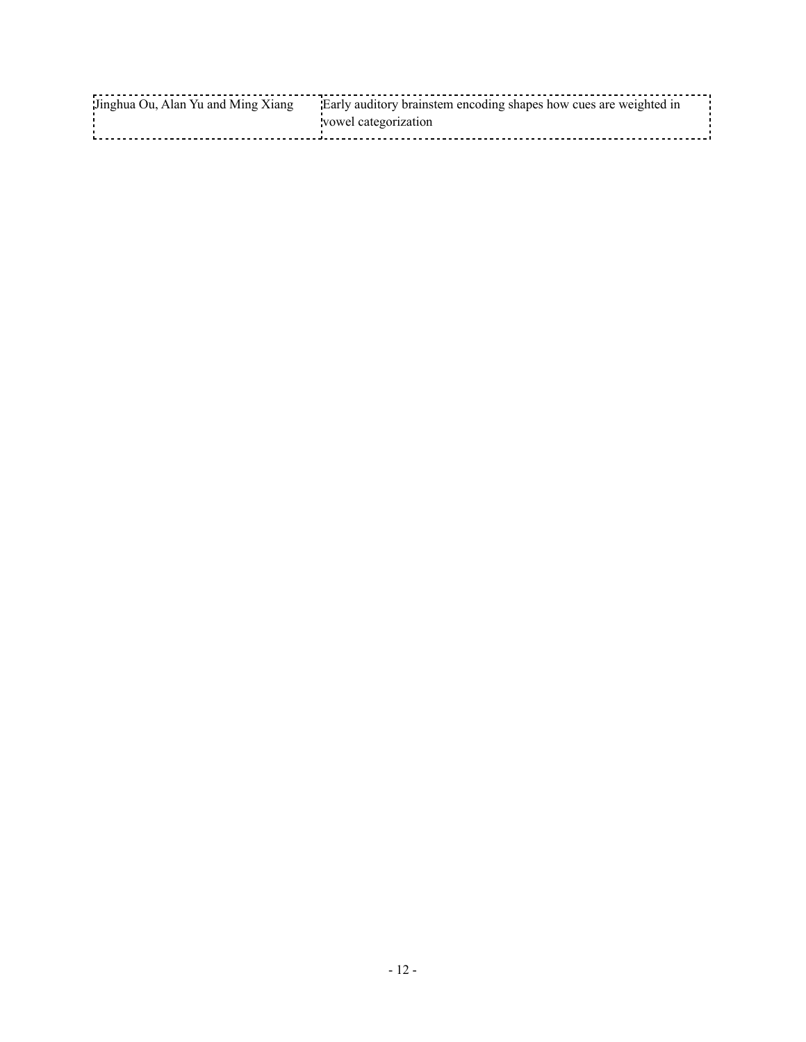| | |
|---|---|
| Jinghua Ou, Alan Yu and Ming Xiang | Early auditory brainstem encoding shapes how cues are weighted in vowel categorization |